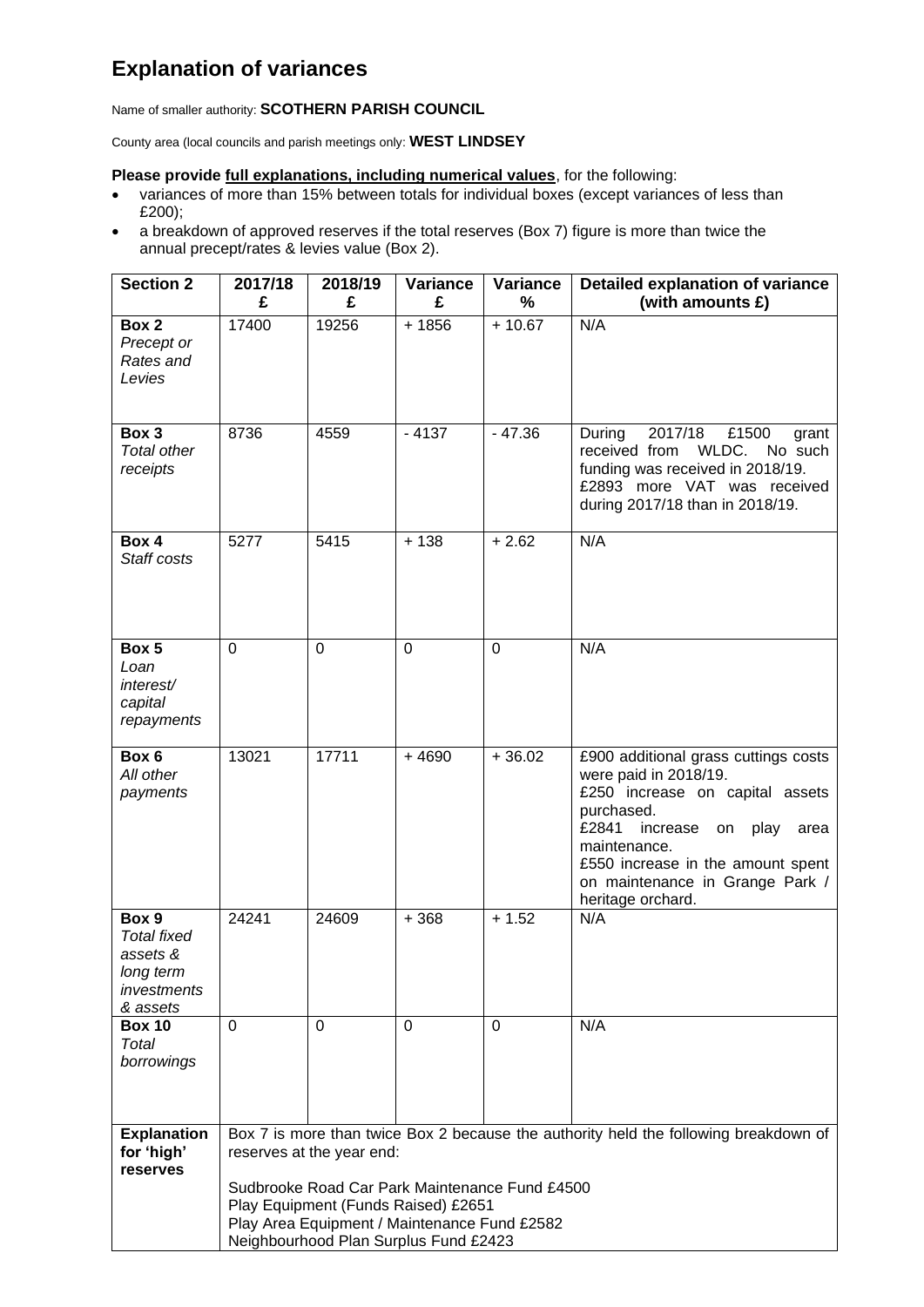# Explanation of variances

Name of smaller authority: **SCOTHERN PARISH COUNCIL**

County area (local councils and parish meetings only: **WEST LINDSEY**

**Please provide full explanations, including numerical values**, for the following:

- variances of more than 15% between totals for individual boxes (except variances of less than £200);
- a breakdown of approved reserves if the total reserves (Box 7) figure is more than twice the annual precept/rates & levies value (Box 2).

| Section 2 | 2017/18 £ | 2018/19 £ | Variance £ | Variance % | Detailed explanation of variance (with amounts £) |
|---|---|---|---|---|---|
| **Box 2** *Precept or Rates and Levies* | 17400 | 19256 | + 1856 | + 10.67 | N/A |
| **Box 3** *Total other receipts* | 8736 | 4559 | - 4137 | - 47.36 | During 2017/18 £1500 grant received from WLDC. No such funding was received in 2018/19. £2893 more VAT was received during 2017/18 than in 2018/19. |
| **Box 4** *Staff costs* | 5277 | 5415 | + 138 | + 2.62 | N/A |
| **Box 5** *Loan interest/ capital repayments* | 0 | 0 | 0 | 0 | N/A |
| **Box 6** *All other payments* | 13021 | 17711 | + 4690 | + 36.02 | £900 additional grass cuttings costs were paid in 2018/19. £250 increase on capital assets purchased. £2841 increase on play area maintenance. £550 increase in the amount spent on maintenance in Grange Park / heritage orchard. |
| **Box 9** *Total fixed assets & long term investments & assets* | 24241 | 24609 | + 368 | + 1.52 | N/A |
| **Box 10** *Total borrowings* | 0 | 0 | 0 | 0 | N/A |
| **Explanation for 'high' reserves** | Box 7 is more than twice Box 2 because the authority held the following breakdown of reserves at the year end: Sudbrooke Road Car Park Maintenance Fund £4500; Play Equipment (Funds Raised) £2651; Play Area Equipment / Maintenance Fund £2582; Neighbourhood Plan Surplus Fund £2423 | | | | |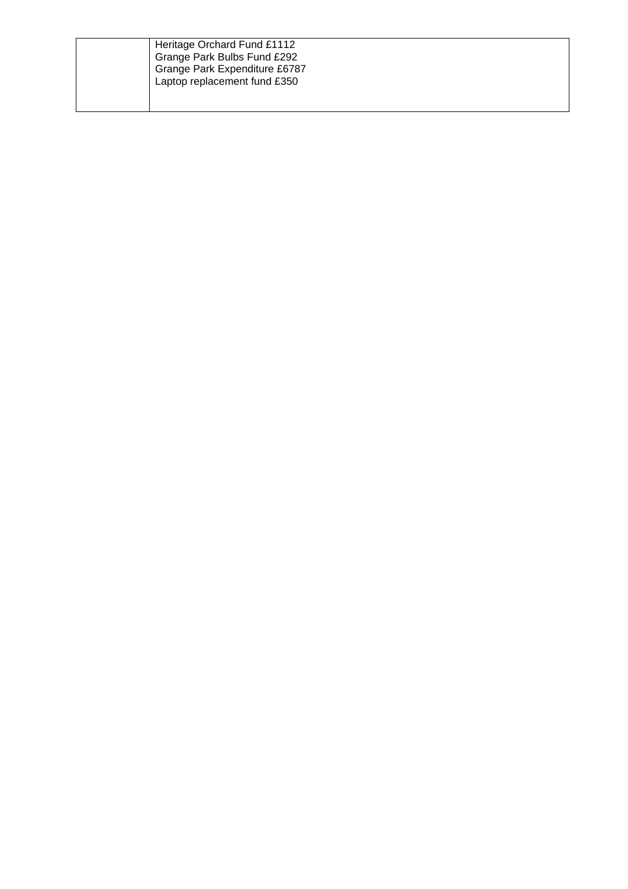| | |
|---|---|
| | Heritage Orchard Fund £1112<br>Grange Park Bulbs Fund £292<br>Grange Park Expenditure £6787<br>Laptop replacement fund £350 |